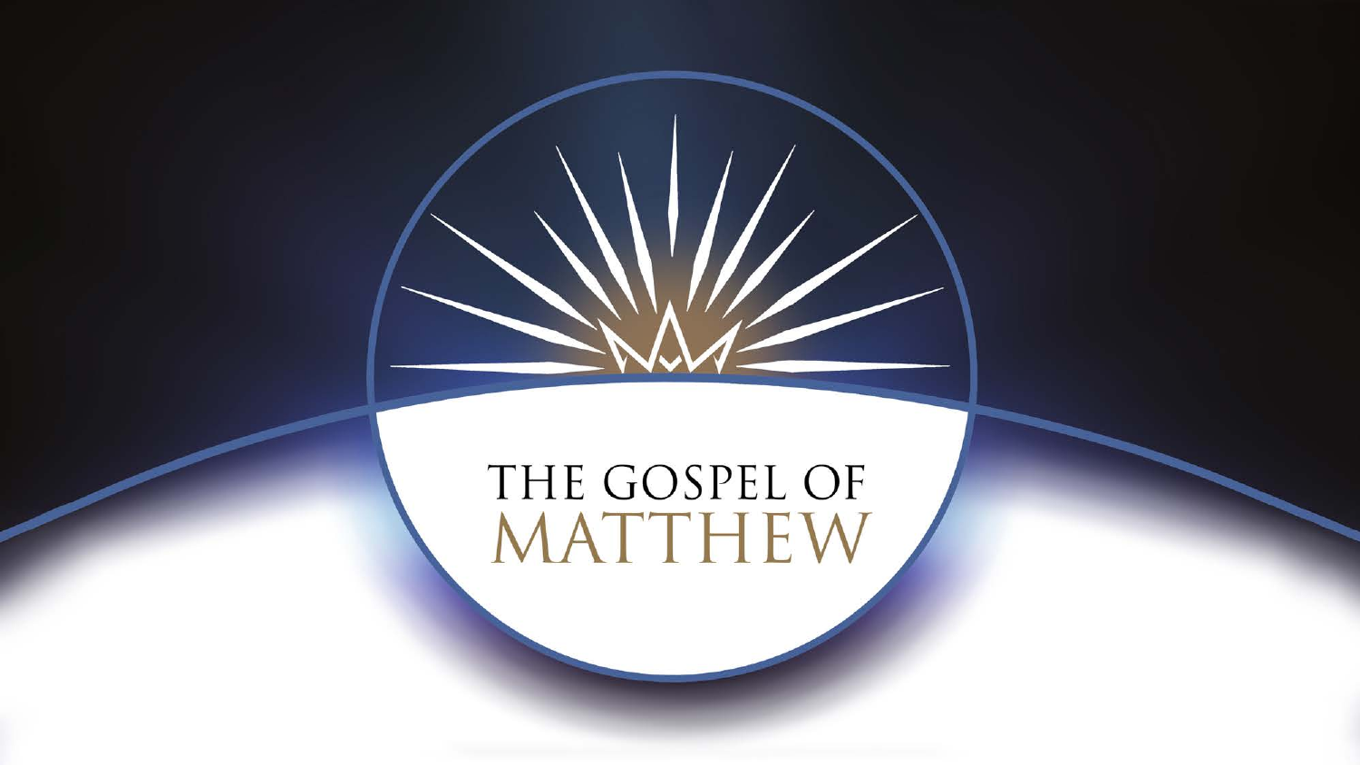# THE GOSPEL OF MATTHEW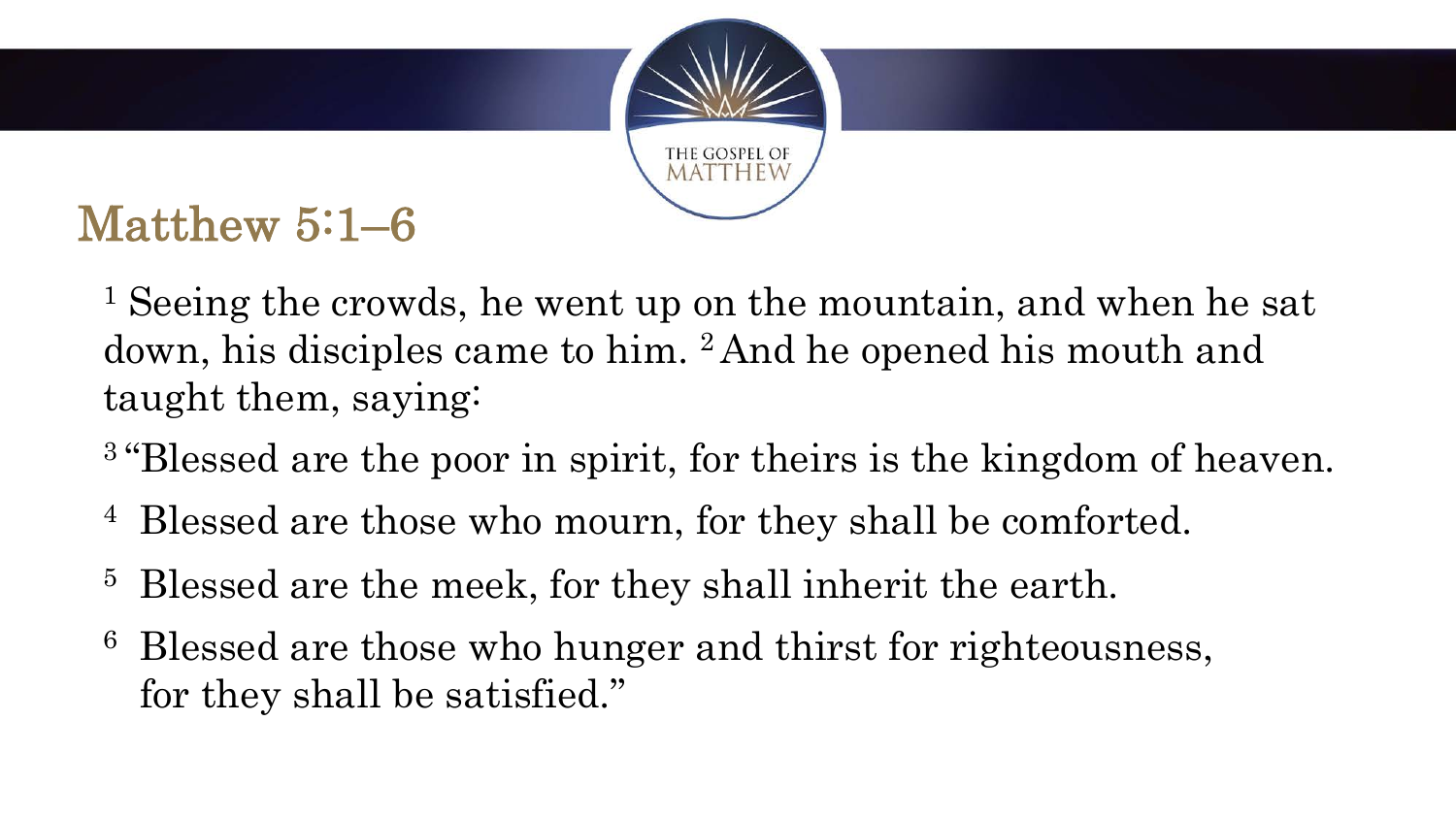# Matthew 5:1–6

[1] Seeing the crowds, he went up on the mountain, and when he sat down, his disciples came to him. [2] And he opened his mouth and taught them, saying:

[3] "Blessed are the poor in spirit, for theirs is the kingdom of heaven.

[4] Blessed are those who mourn, for they shall be comforted.

[5] Blessed are the meek, for they shall inherit the earth.

[6] Blessed are those who hunger and thirst for righteousness, for they shall be satisfied."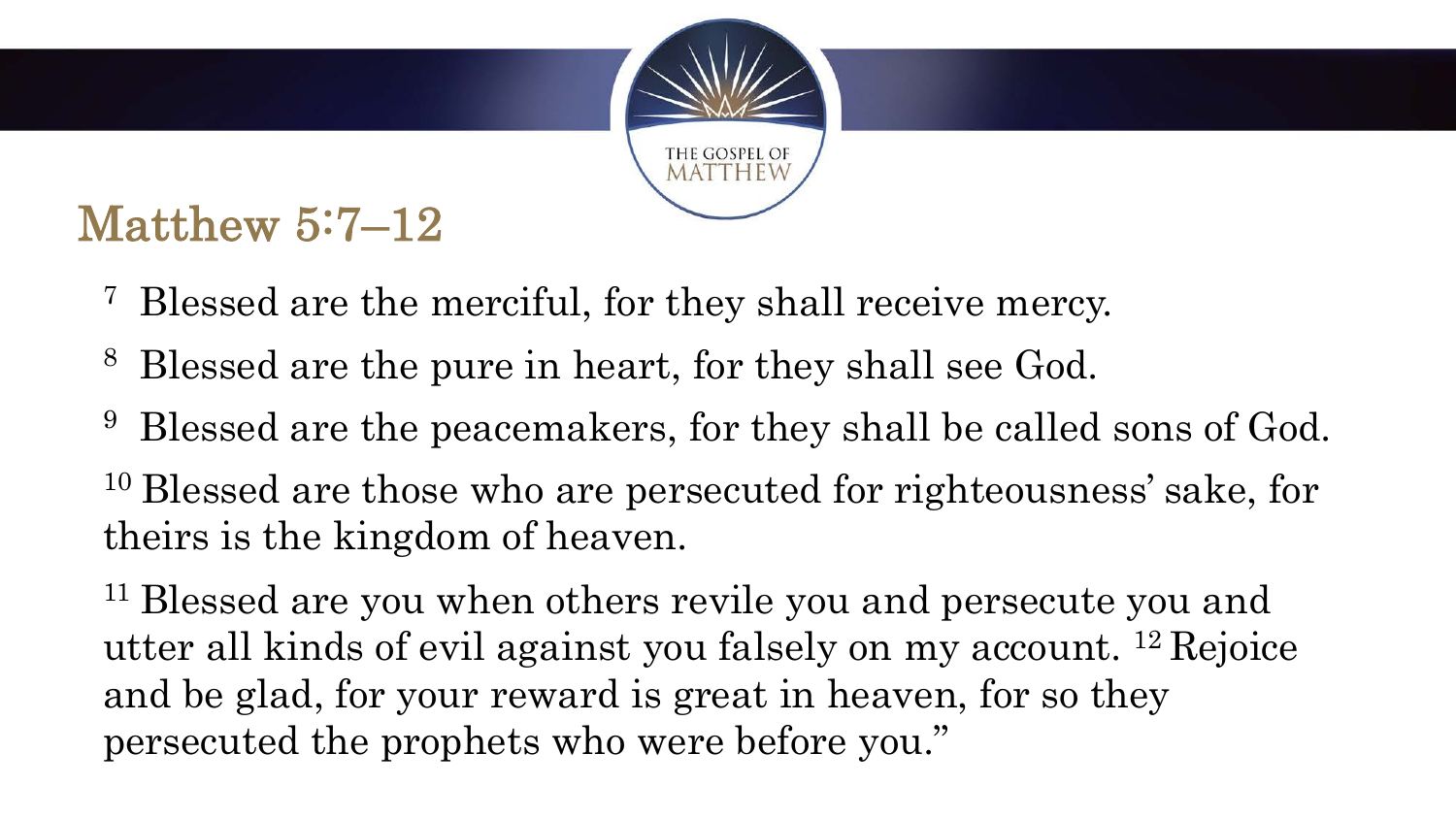## Matthew 5:7–12

[7] Blessed are the merciful, for they shall receive mercy.

[8] Blessed are the pure in heart, for they shall see God.

[9] Blessed are the peacemakers, for they shall be called sons of God.

[10] Blessed are those who are persecuted for righteousness' sake, for theirs is the kingdom of heaven.

[11] Blessed are you when others revile you and persecute you and utter all kinds of evil against you falsely on my account. [12] Rejoice and be glad, for your reward is great in heaven, for so they persecuted the prophets who were before you."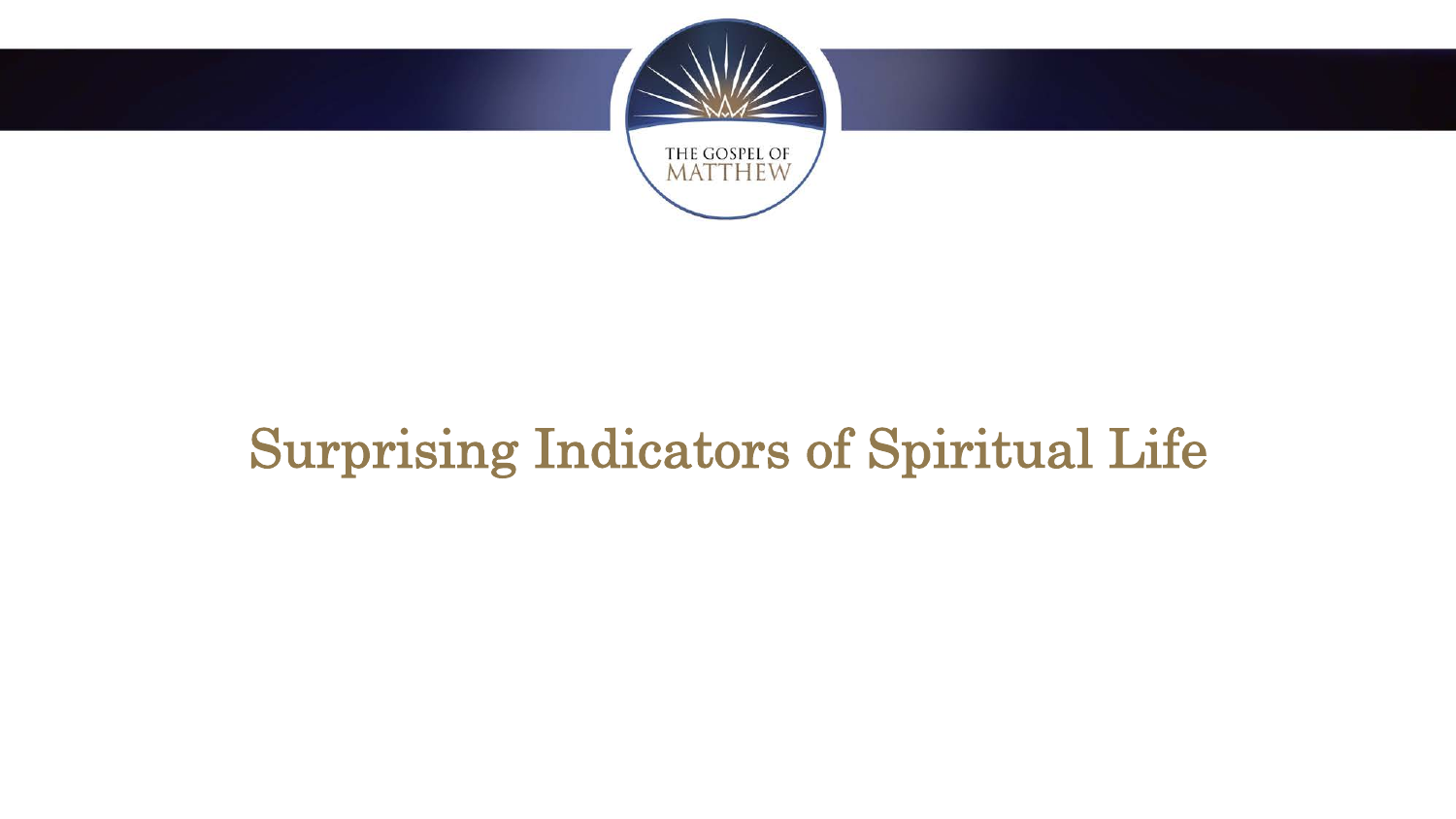# Surprising Indicators of Spiritual Life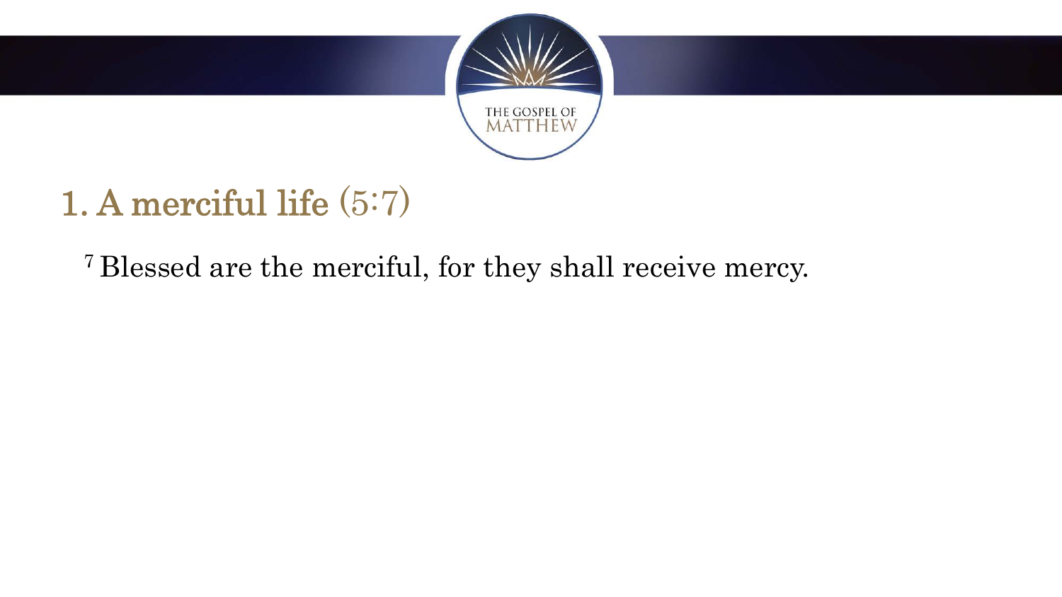## 1. A merciful life (5:7)

[7] Blessed are the merciful, for they shall receive mercy.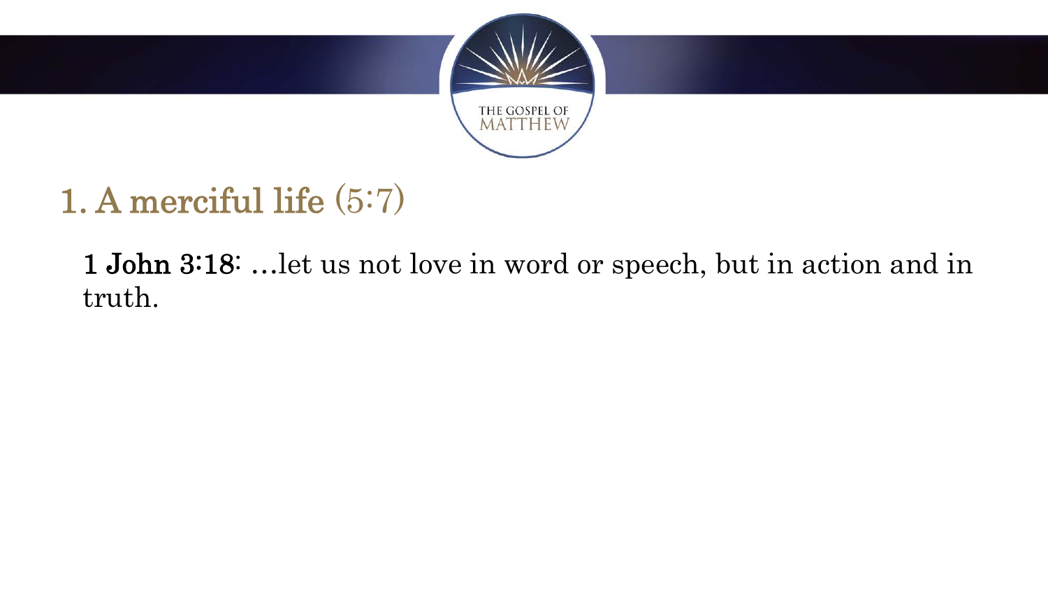## 1. A merciful life (5:7)

**1 John 3:18**: …let us not love in word or speech, but in action and in truth.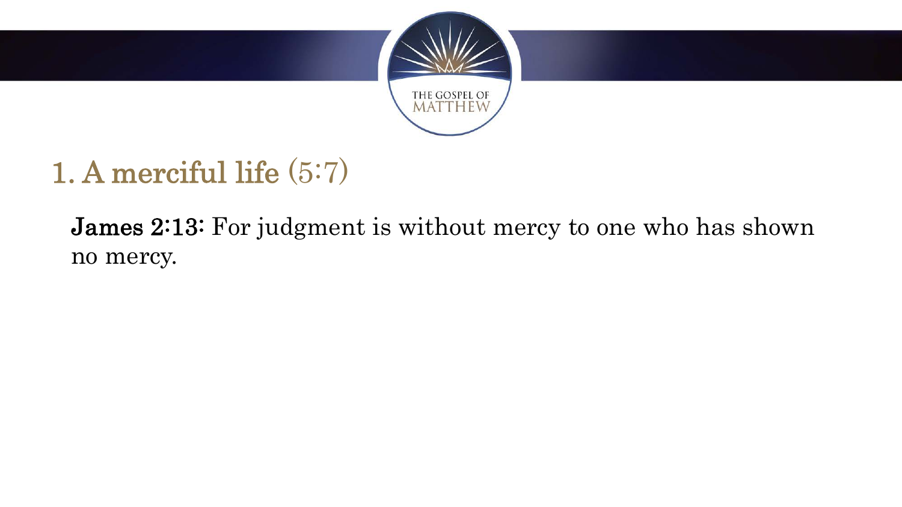## 1. A merciful life (5:7)

**James 2:13:** For judgment is without mercy to one who has shown no mercy.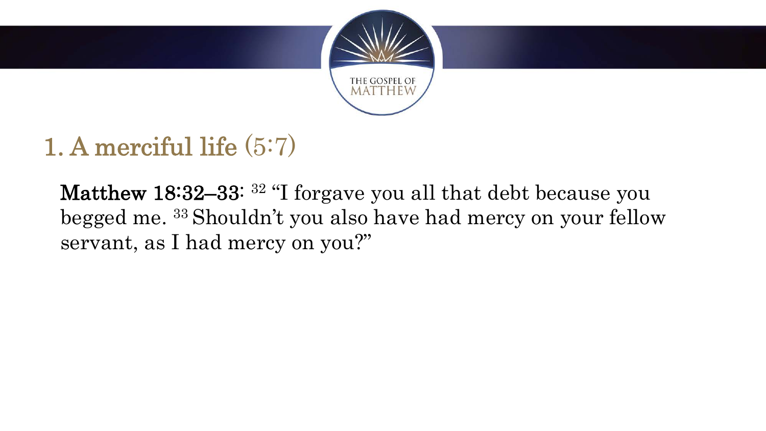# 1. A merciful life (5:7)

**Matthew 18:32–33**: [32] "I forgave you all that debt because you begged me. [33] Shouldn't you also have had mercy on your fellow servant, as I had mercy on you?"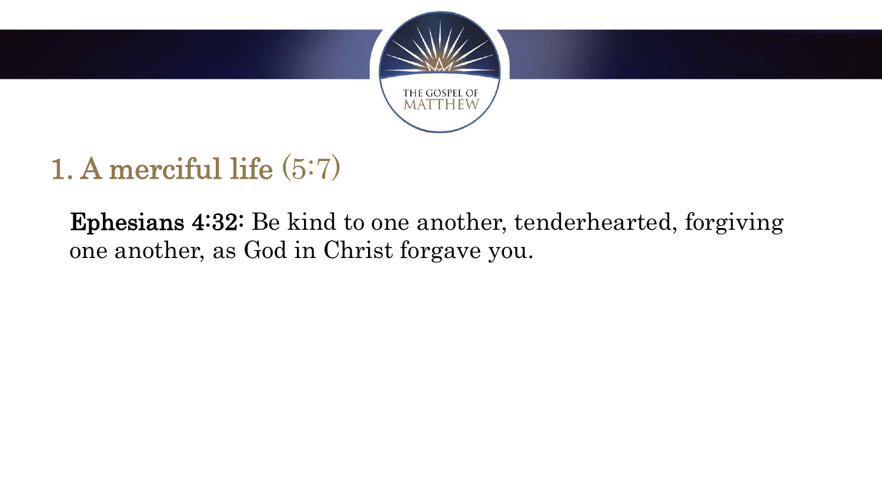## 1. A merciful life (5:7)

**Ephesians 4:32:** Be kind to one another, tenderhearted, forgiving one another, as God in Christ forgave you.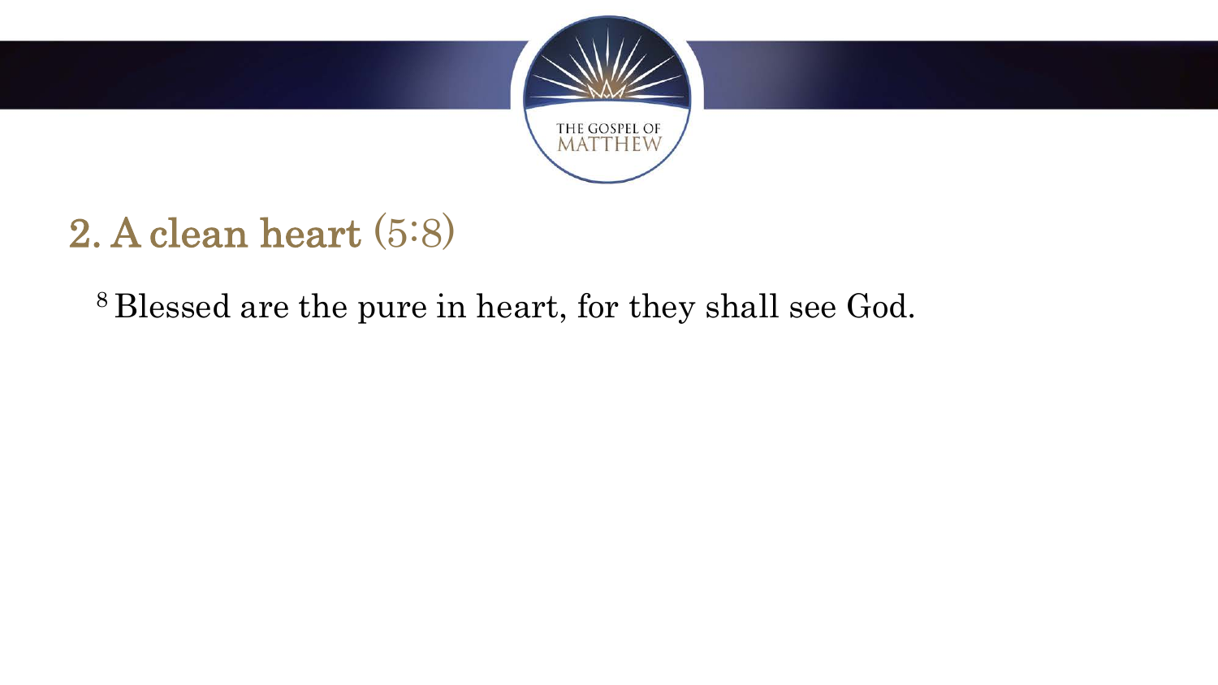## 2. A clean heart (5:8)

[8] Blessed are the pure in heart, for they shall see God.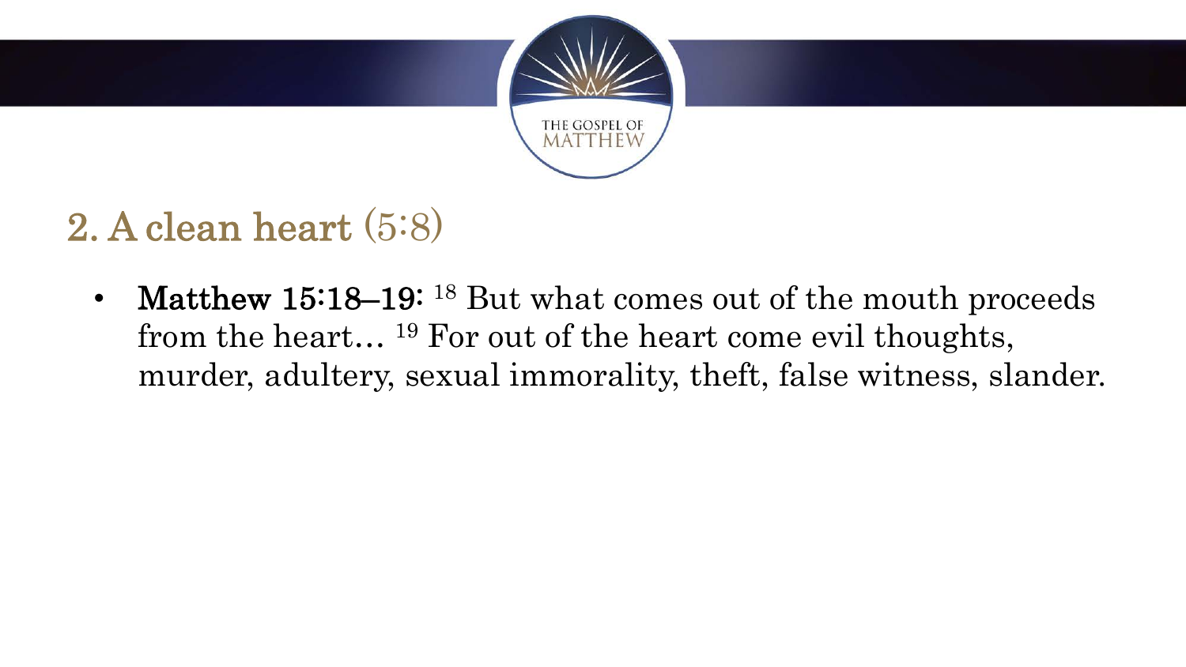## 2. A clean heart (5:8)

- **Matthew 15:18–19:** [18] But what comes out of the mouth proceeds from the heart… [19] For out of the heart come evil thoughts, murder, adultery, sexual immorality, theft, false witness, slander.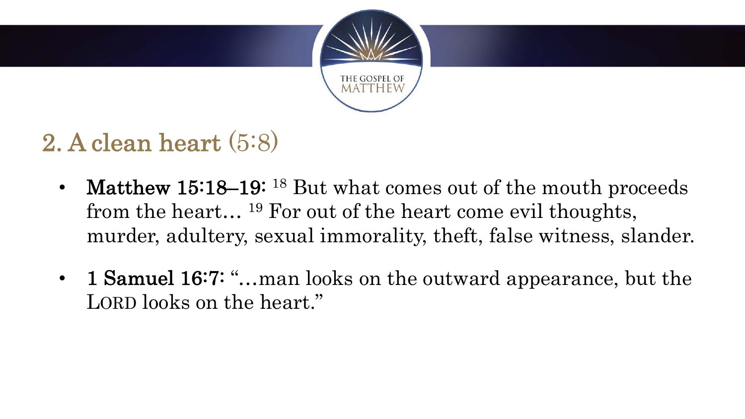## 2. A clean heart (5:8)

- **Matthew 15:18–19:** [18] But what comes out of the mouth proceeds from the heart… [19] For out of the heart come evil thoughts, murder, adultery, sexual immorality, theft, false witness, slander.
- **1 Samuel 16:7:** "…man looks on the outward appearance, but the LORD looks on the heart."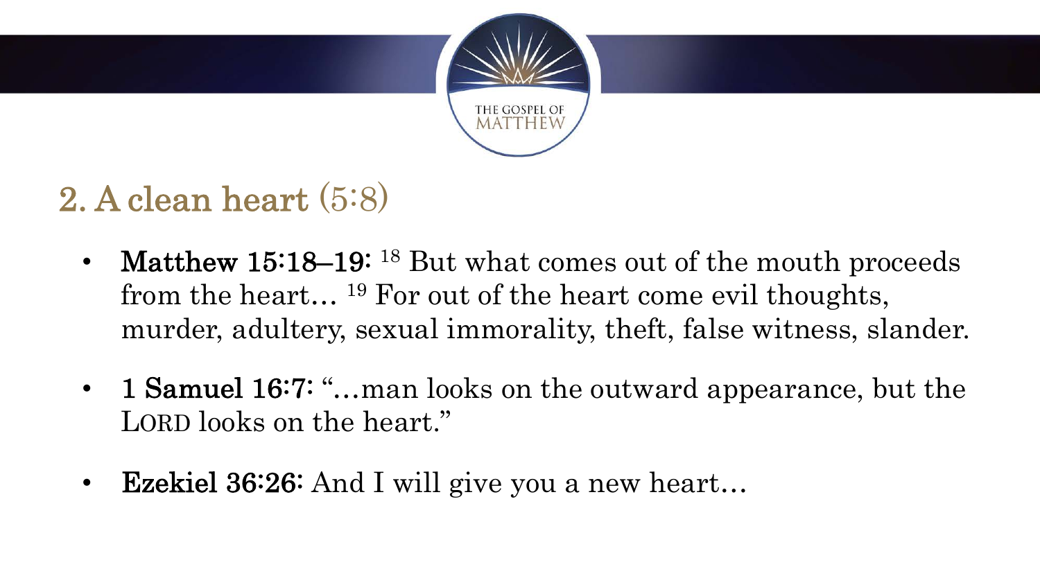## 2. A clean heart (5:8)

- **Matthew 15:18–19:** [18] But what comes out of the mouth proceeds from the heart… [19] For out of the heart come evil thoughts, murder, adultery, sexual immorality, theft, false witness, slander.
- **1 Samuel 16:7:** "…man looks on the outward appearance, but the LORD looks on the heart."
- **Ezekiel 36:26:** And I will give you a new heart…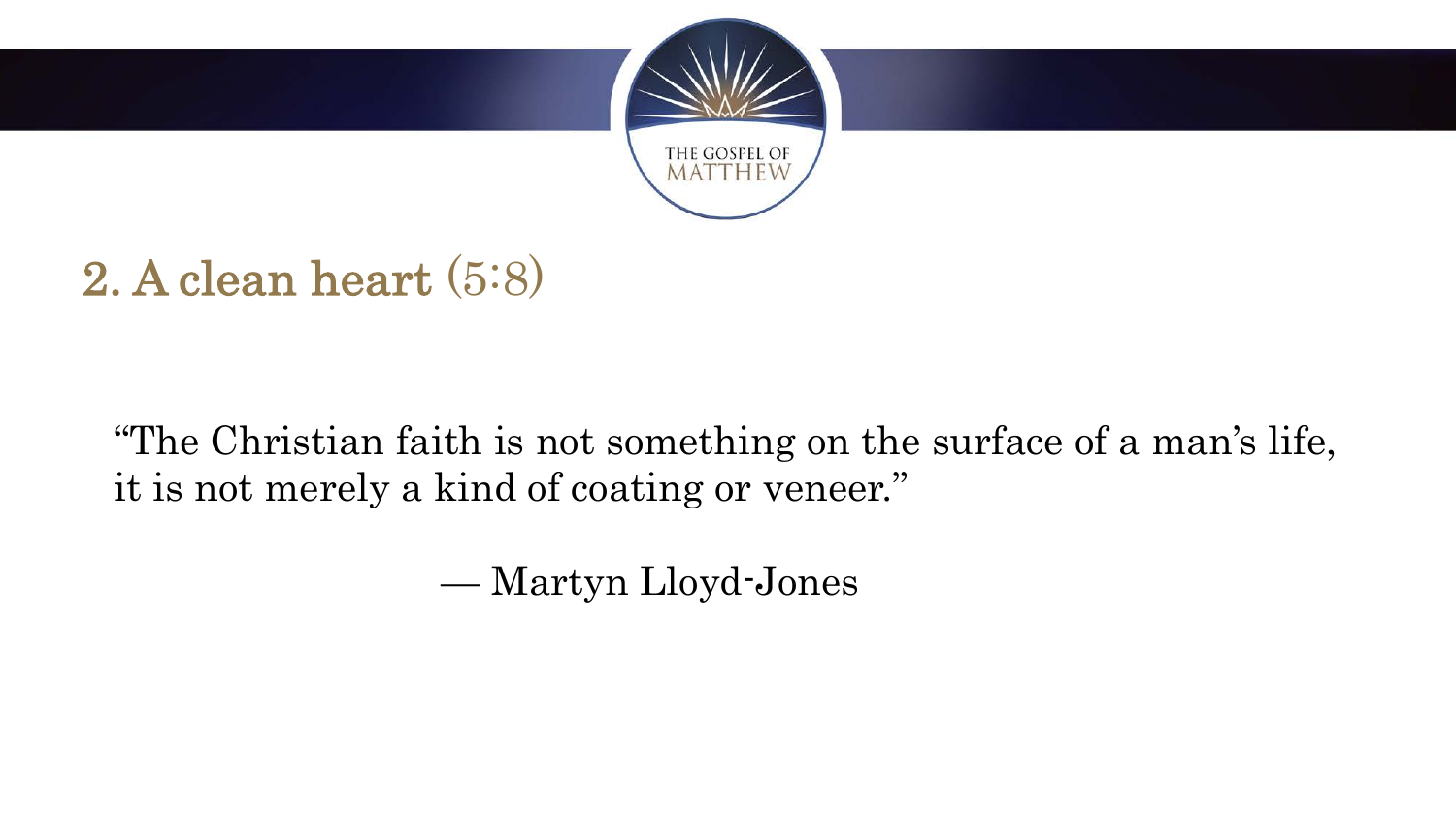## 2. A clean heart (5:8)

"The Christian faith is not something on the surface of a man's life, it is not merely a kind of coating or veneer."

— Martyn Lloyd-Jones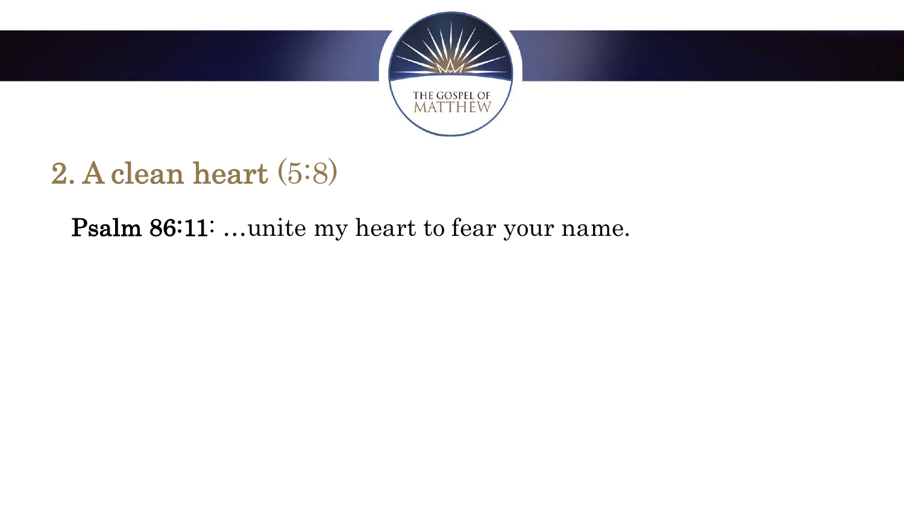## 2. A clean heart (5:8)

**Psalm 86:11**: …unite my heart to fear your name.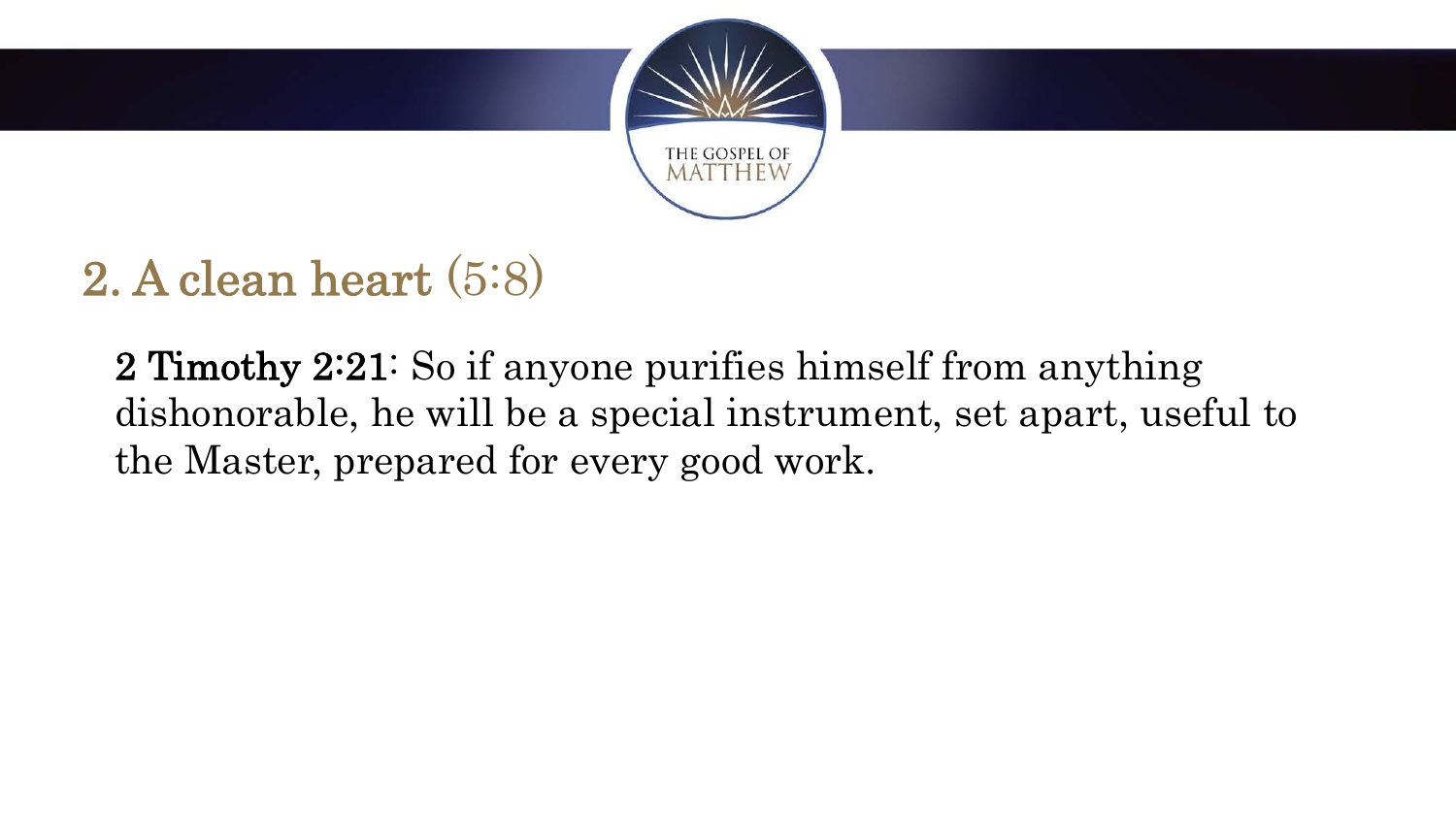## 2. A clean heart (5:8)

**2 Timothy 2:21**: So if anyone purifies himself from anything dishonorable, he will be a special instrument, set apart, useful to the Master, prepared for every good work.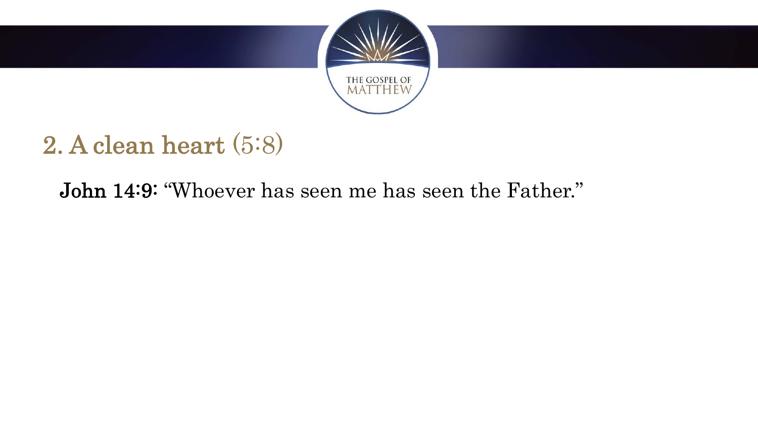## 2. A clean heart (5:8)

**John 14:9:** "Whoever has seen me has seen the Father."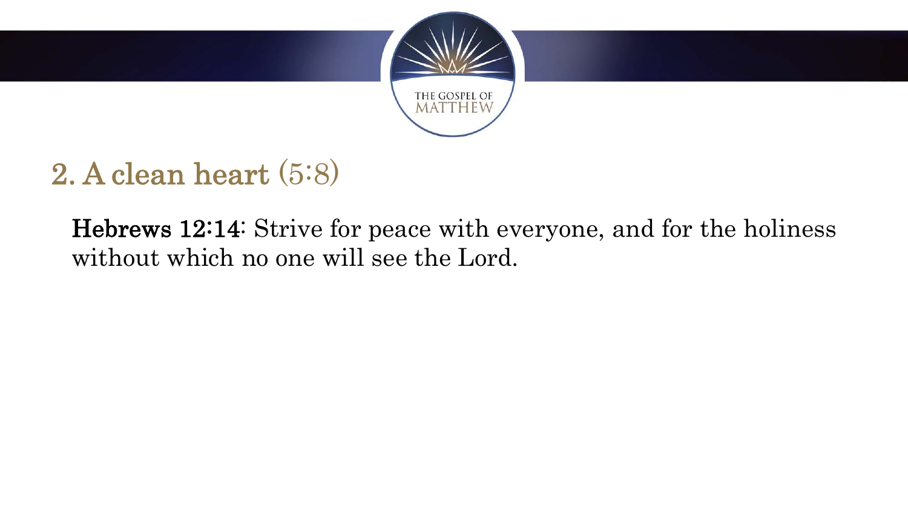## 2. A clean heart (5:8)

**Hebrews 12:14**: Strive for peace with everyone, and for the holiness without which no one will see the Lord.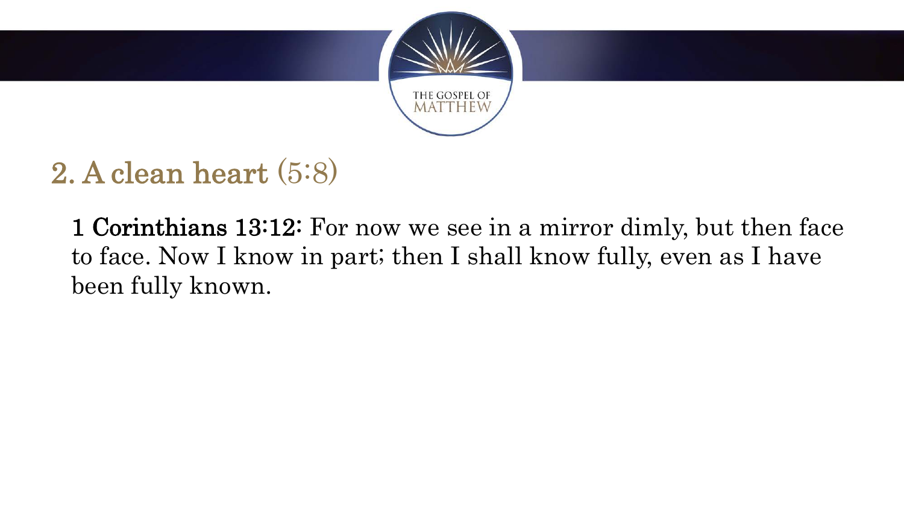## 2. A clean heart (5:8)

**1 Corinthians 13:12:** For now we see in a mirror dimly, but then face to face. Now I know in part; then I shall know fully, even as I have been fully known.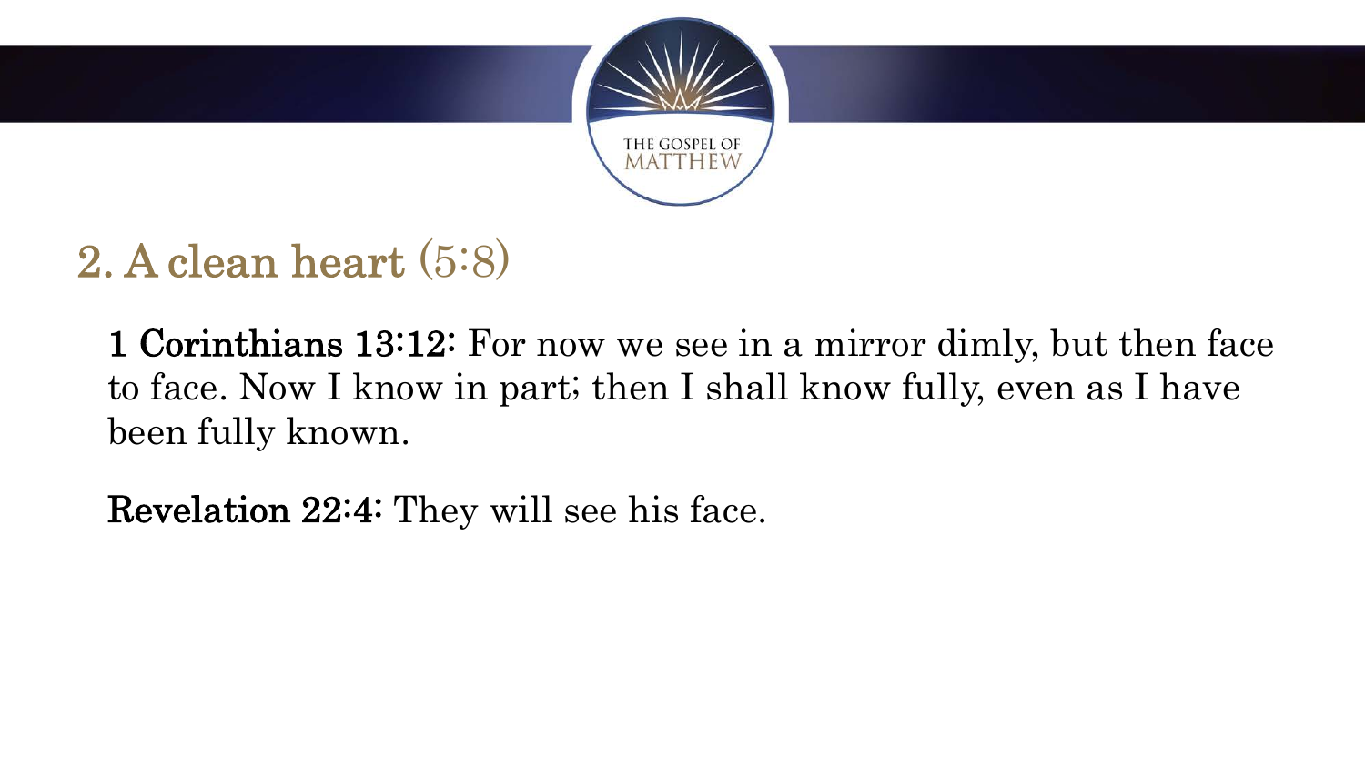## 2. A clean heart (5:8)

**1 Corinthians 13:12:** For now we see in a mirror dimly, but then face to face. Now I know in part; then I shall know fully, even as I have been fully known.

**Revelation 22:4:** They will see his face.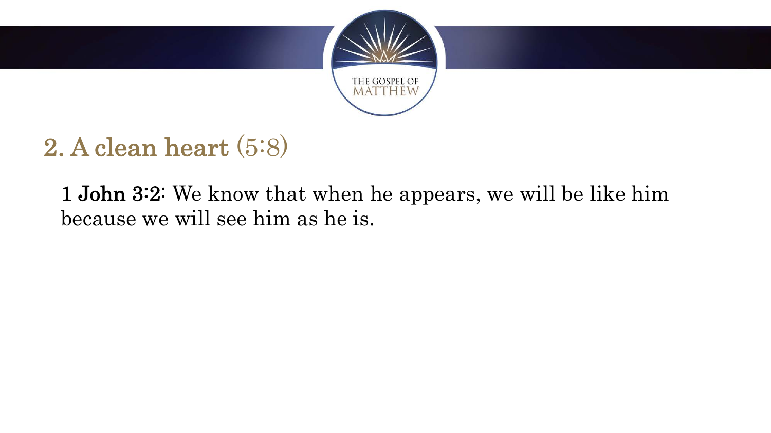## 2. A clean heart (5:8)

**1 John 3:2**: We know that when he appears, we will be like him because we will see him as he is.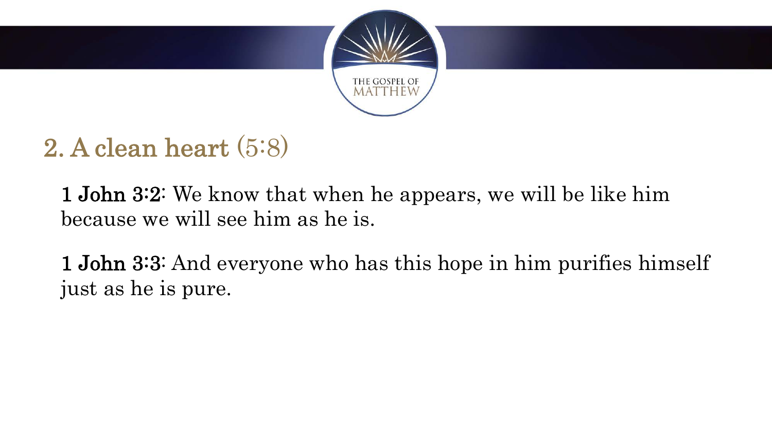## 2. A clean heart (5:8)

**1 John 3:2**: We know that when he appears, we will be like him because we will see him as he is.

**1 John 3:3**: And everyone who has this hope in him purifies himself just as he is pure.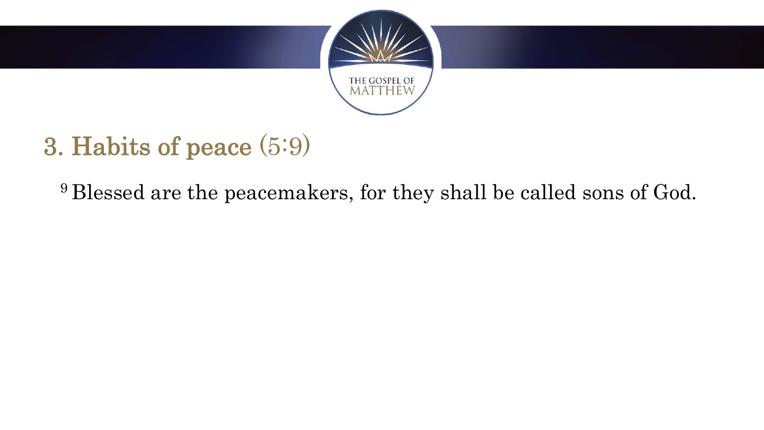## 3. Habits of peace (5:9)

[9] Blessed are the peacemakers, for they shall be called sons of God.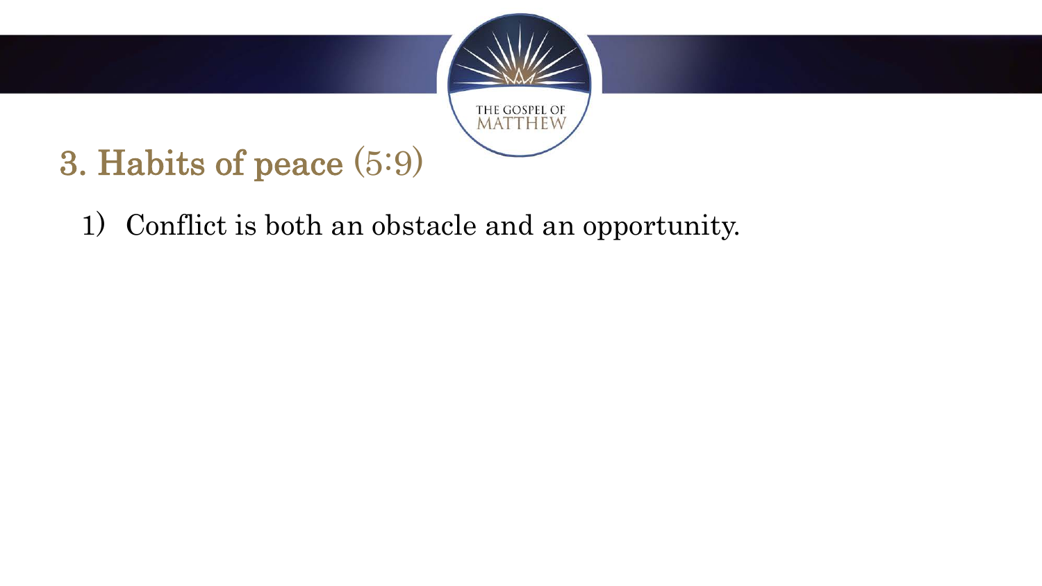## 3. Habits of peace (5:9)

1) Conflict is both an obstacle and an opportunity.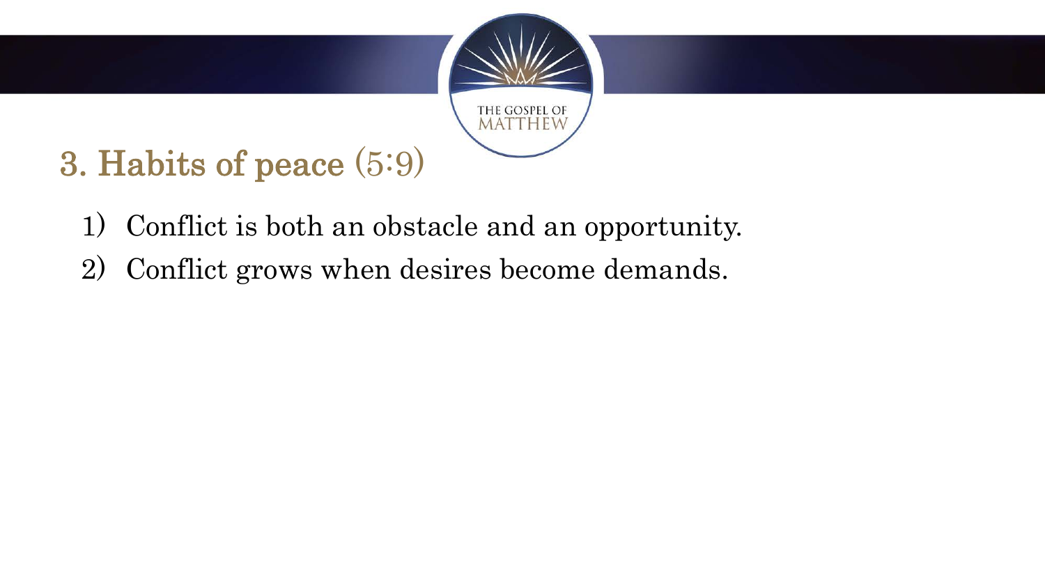## 3. Habits of peace (5:9)

1) Conflict is both an obstacle and an opportunity.
2) Conflict grows when desires become demands.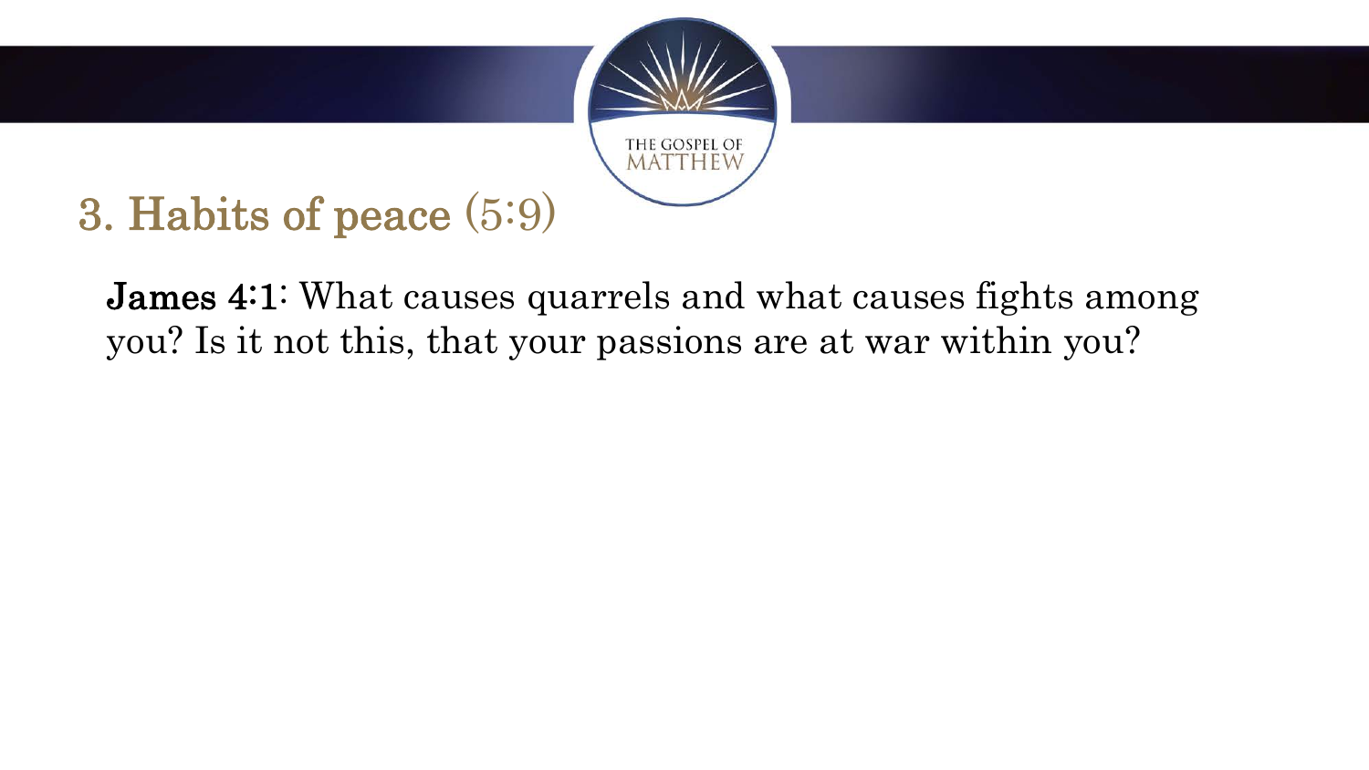## 3. Habits of peace (5:9)

**James 4:1**: What causes quarrels and what causes fights among you? Is it not this, that your passions are at war within you?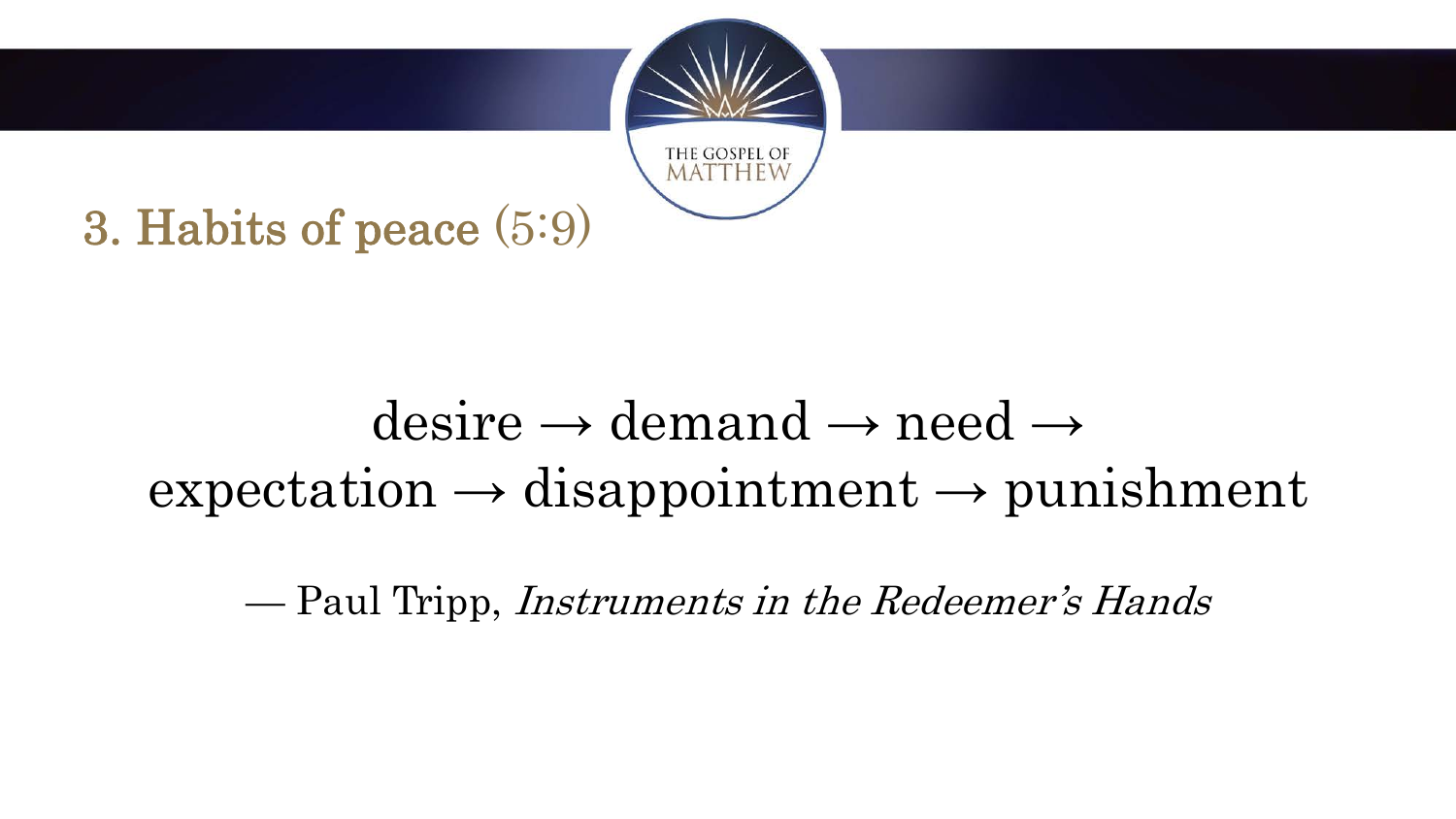## 3. Habits of peace (5:9)

desire → demand → need → expectation → disappointment → punishment

— Paul Tripp, *Instruments in the Redeemer's Hands*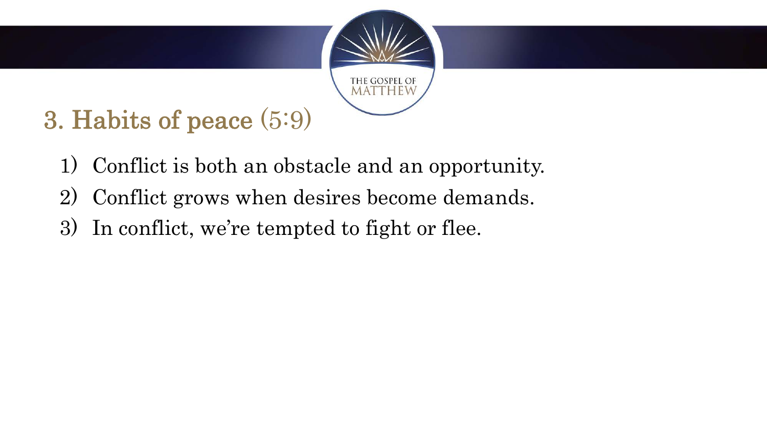## 3. Habits of peace (5:9)

1) Conflict is both an obstacle and an opportunity.
2) Conflict grows when desires become demands.
3) In conflict, we're tempted to fight or flee.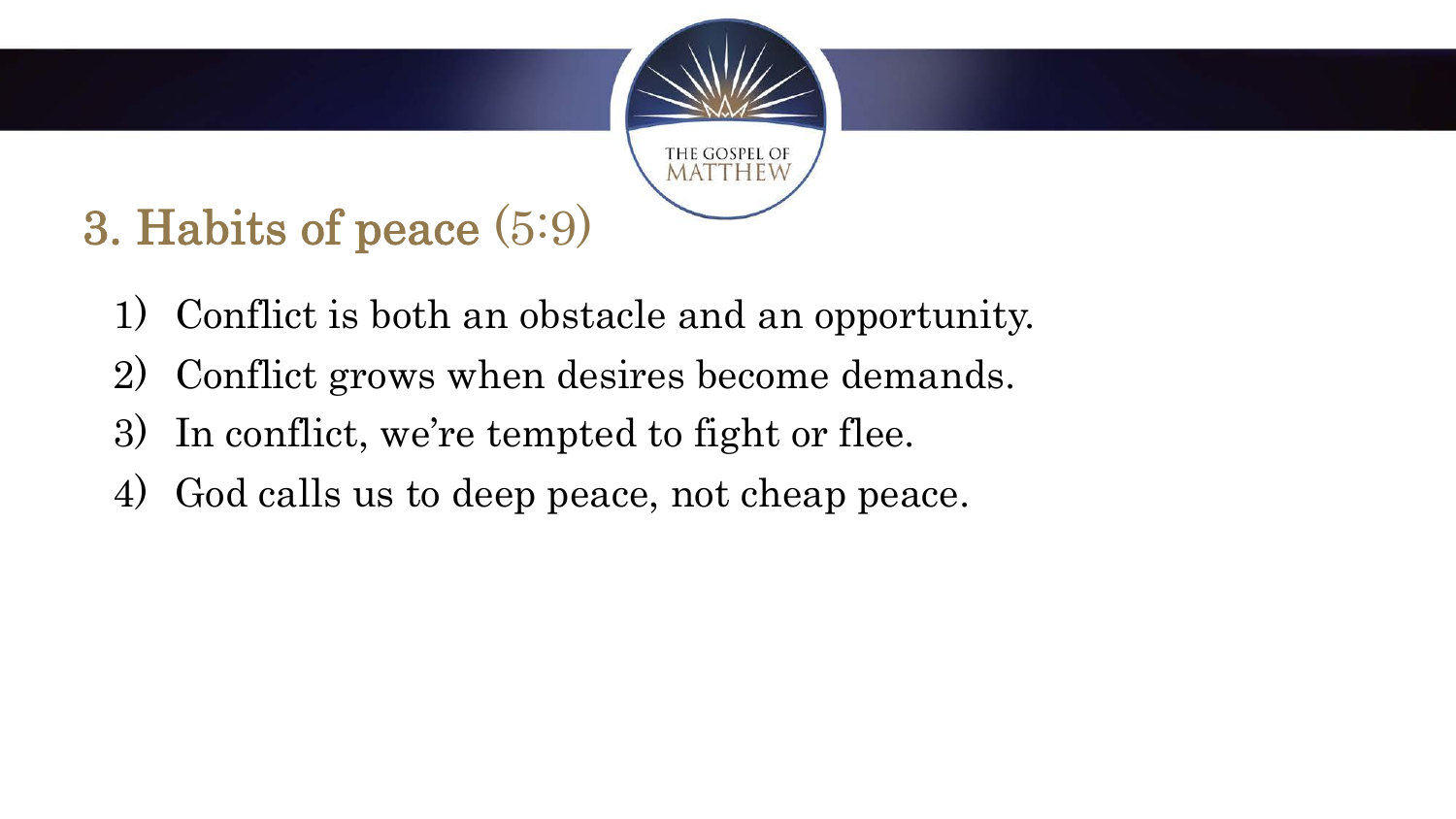## 3. Habits of peace (5:9)

1) Conflict is both an obstacle and an opportunity.
2) Conflict grows when desires become demands.
3) In conflict, we're tempted to fight or flee.
4) God calls us to deep peace, not cheap peace.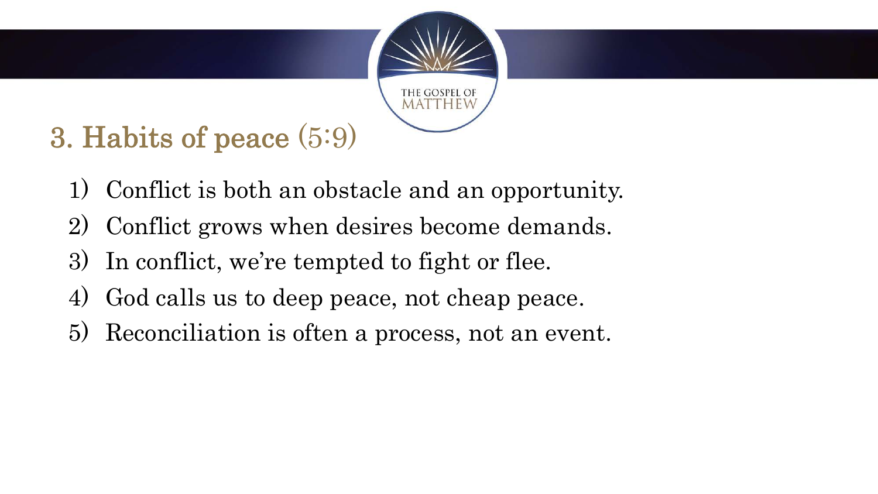## 3. Habits of peace (5:9)

1) Conflict is both an obstacle and an opportunity.
2) Conflict grows when desires become demands.
3) In conflict, we're tempted to fight or flee.
4) God calls us to deep peace, not cheap peace.
5) Reconciliation is often a process, not an event.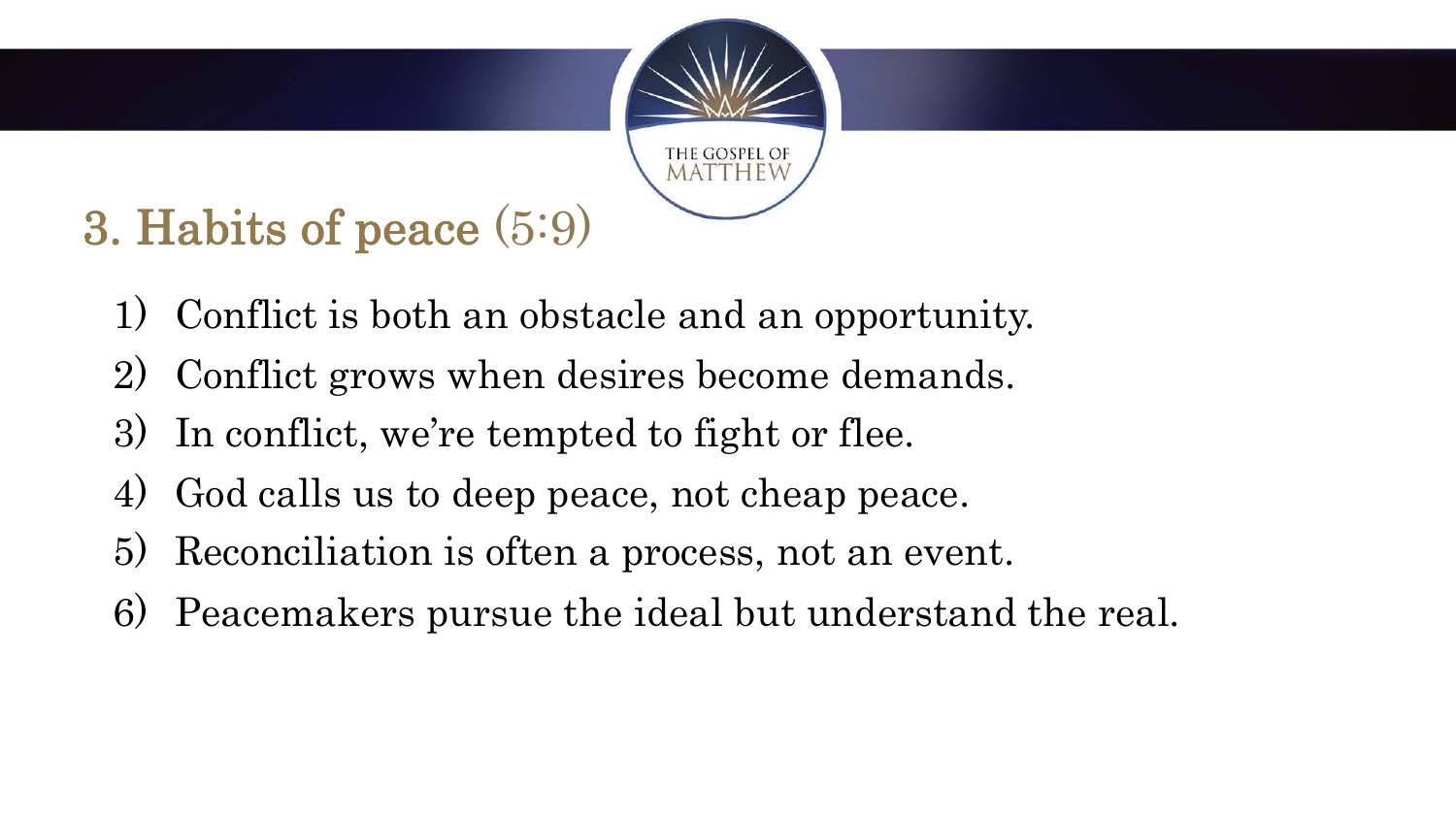## 3. Habits of peace (5:9)

1) Conflict is both an obstacle and an opportunity.
2) Conflict grows when desires become demands.
3) In conflict, we're tempted to fight or flee.
4) God calls us to deep peace, not cheap peace.
5) Reconciliation is often a process, not an event.
6) Peacemakers pursue the ideal but understand the real.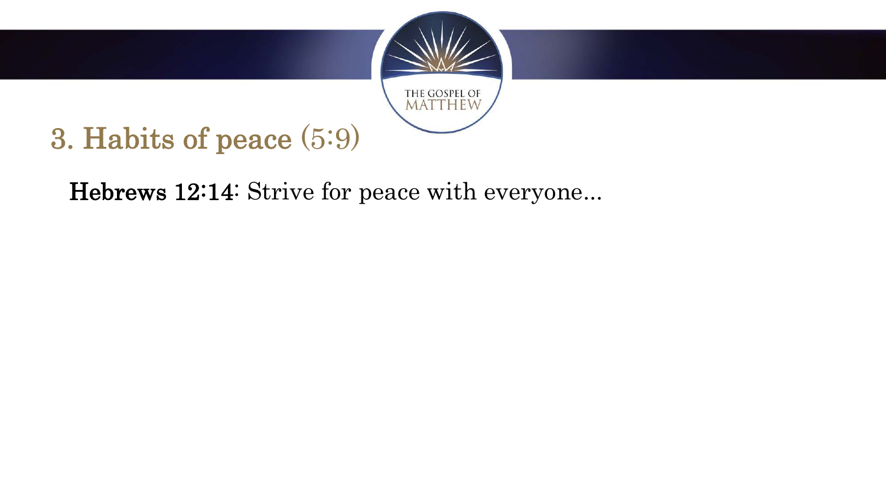## 3. Habits of peace (5:9)

**Hebrews 12:14**: Strive for peace with everyone...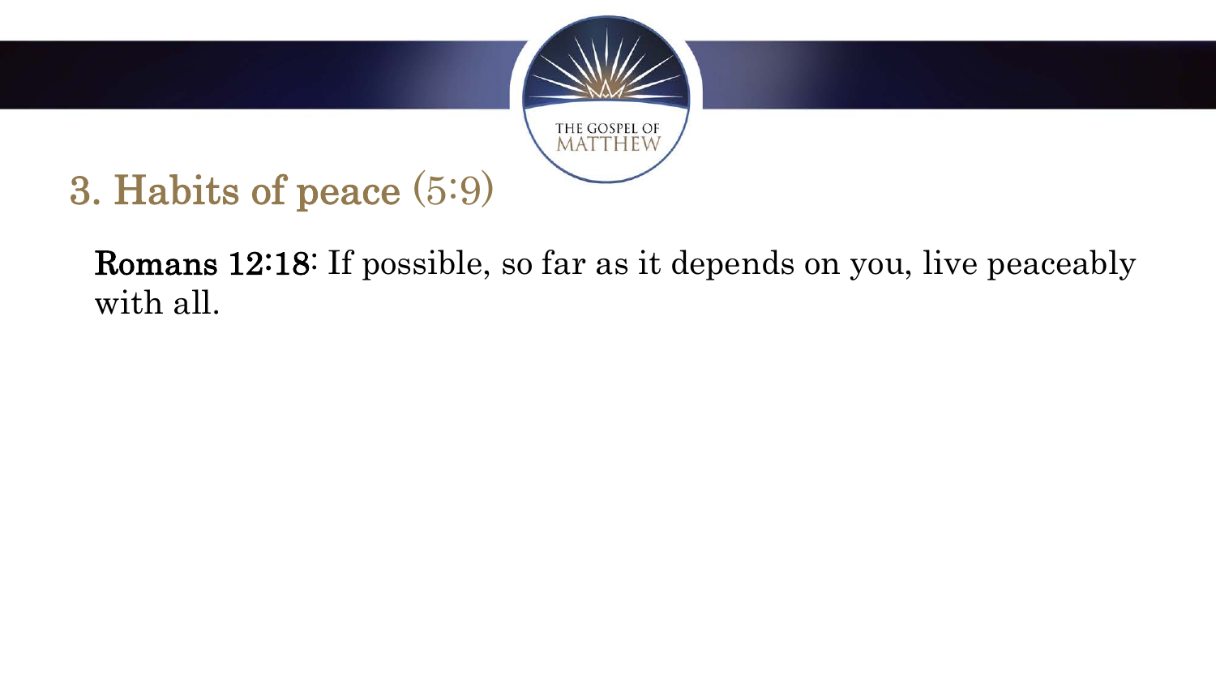# 3. Habits of peace (5:9)

**Romans 12:18**: If possible, so far as it depends on you, live peaceably with all.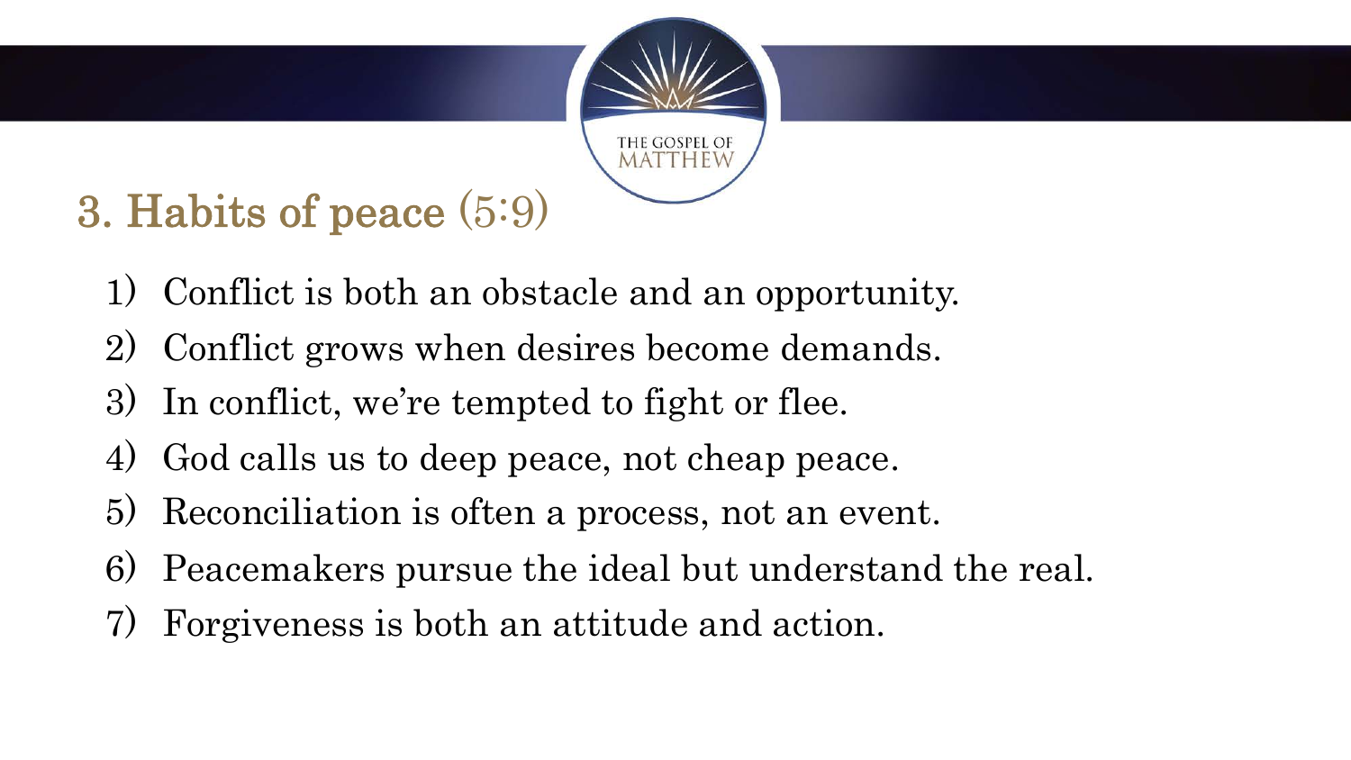## 3. Habits of peace (5:9)

1) Conflict is both an obstacle and an opportunity.
2) Conflict grows when desires become demands.
3) In conflict, we're tempted to fight or flee.
4) God calls us to deep peace, not cheap peace.
5) Reconciliation is often a process, not an event.
6) Peacemakers pursue the ideal but understand the real.
7) Forgiveness is both an attitude and action.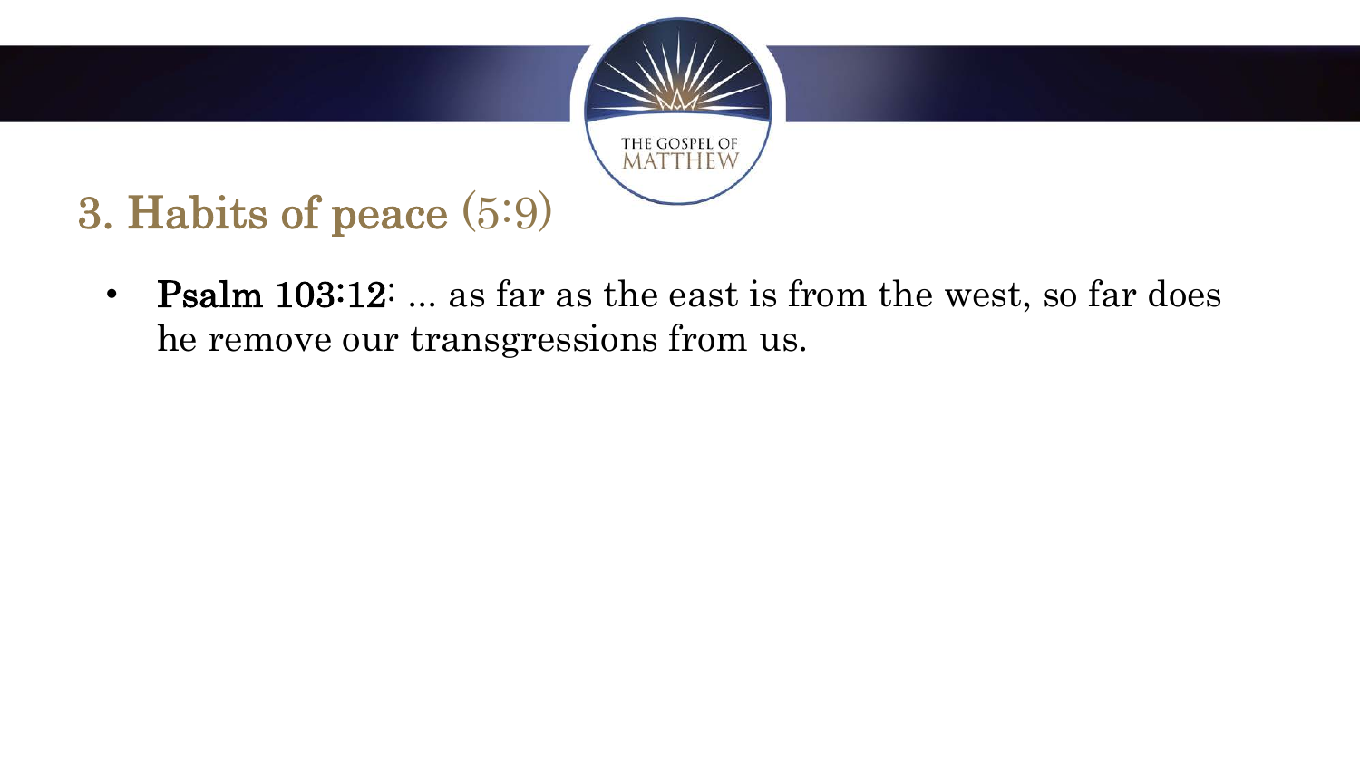## 3. Habits of peace (5:9)

- **Psalm 103:12**: ... as far as the east is from the west, so far does he remove our transgressions from us.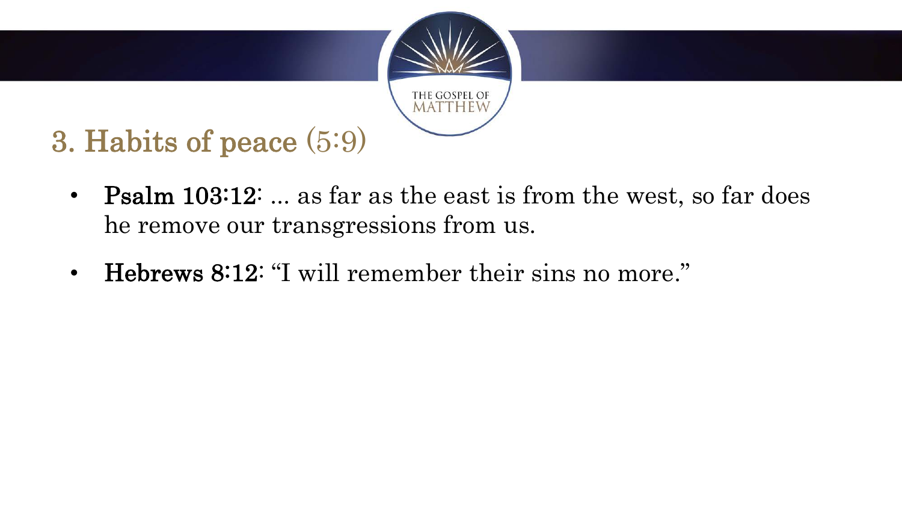# 3. Habits of peace (5:9)

- **Psalm 103:12**: ... as far as the east is from the west, so far does he remove our transgressions from us.
- **Hebrews 8:12**: “I will remember their sins no more.”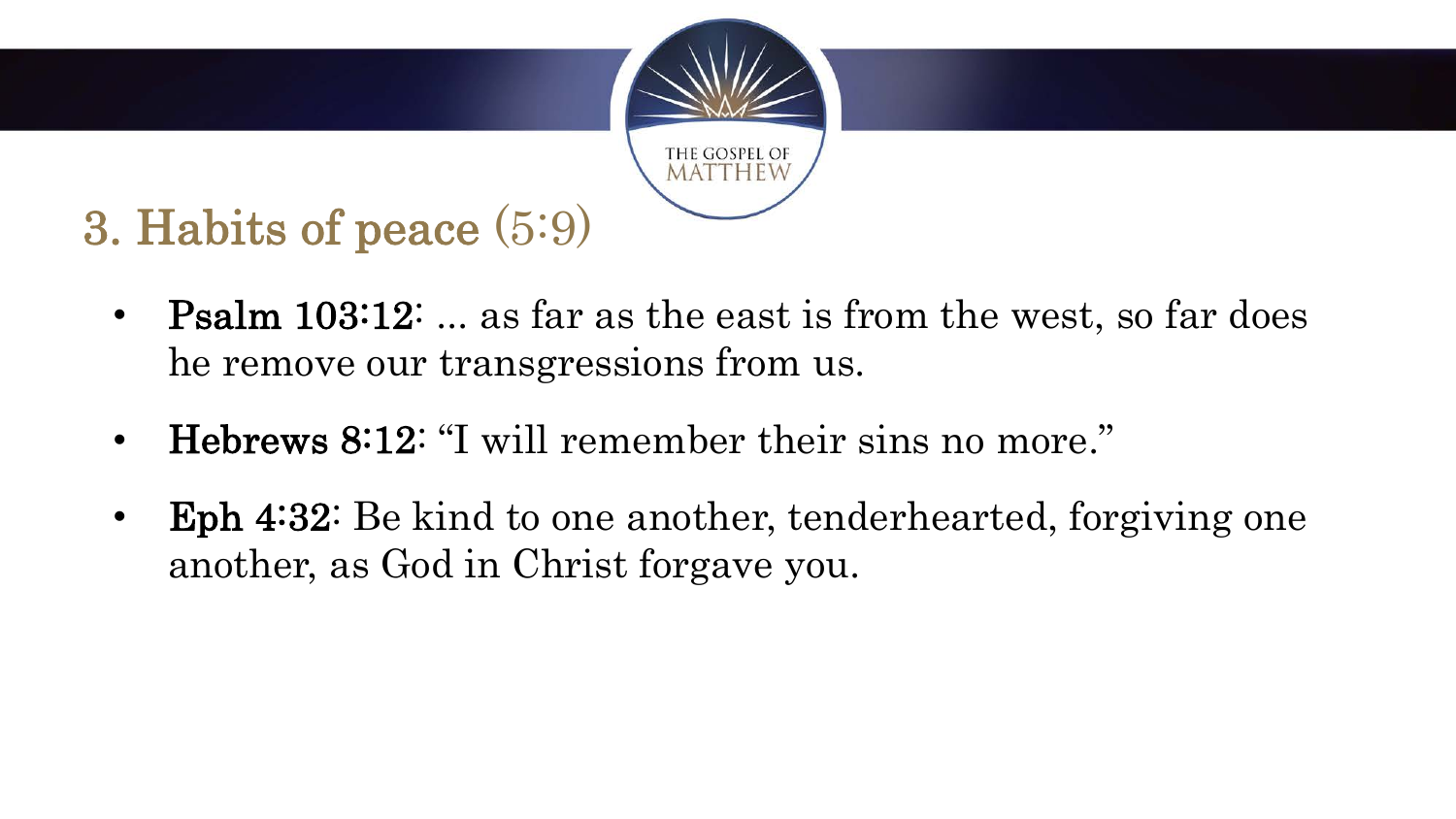## 3. Habits of peace (5:9)

- **Psalm 103:12**: ... as far as the east is from the west, so far does he remove our transgressions from us.
- **Hebrews 8:12**: "I will remember their sins no more."
- **Eph 4:32**: Be kind to one another, tenderhearted, forgiving one another, as God in Christ forgave you.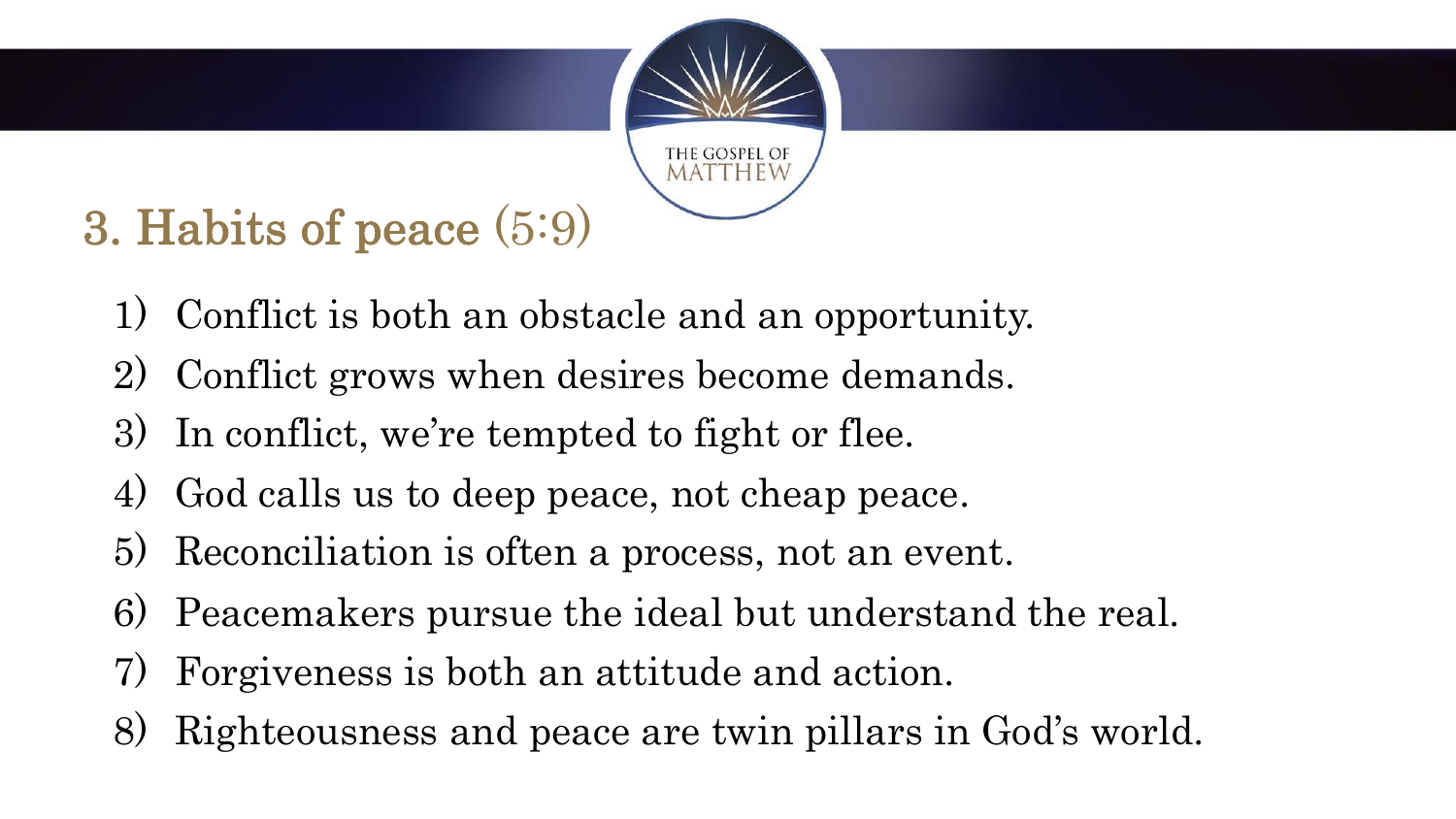## 3. Habits of peace (5:9)

1) Conflict is both an obstacle and an opportunity.
2) Conflict grows when desires become demands.
3) In conflict, we're tempted to fight or flee.
4) God calls us to deep peace, not cheap peace.
5) Reconciliation is often a process, not an event.
6) Peacemakers pursue the ideal but understand the real.
7) Forgiveness is both an attitude and action.
8) Righteousness and peace are twin pillars in God's world.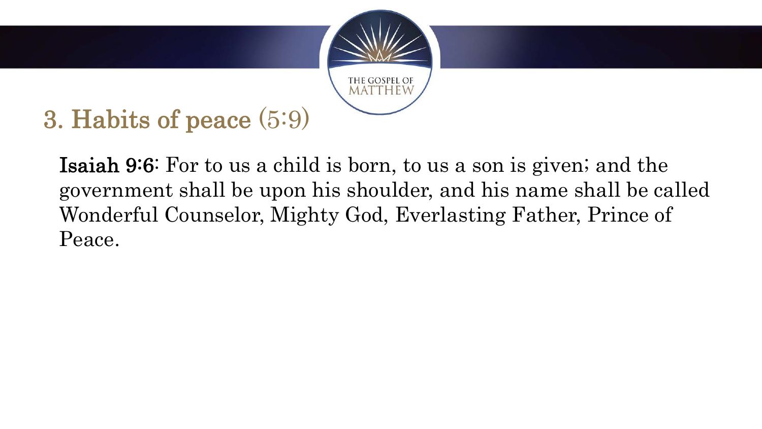## 3. Habits of peace (5:9)

**Isaiah 9:6**: For to us a child is born, to us a son is given; and the government shall be upon his shoulder, and his name shall be called Wonderful Counselor, Mighty God, Everlasting Father, Prince of Peace.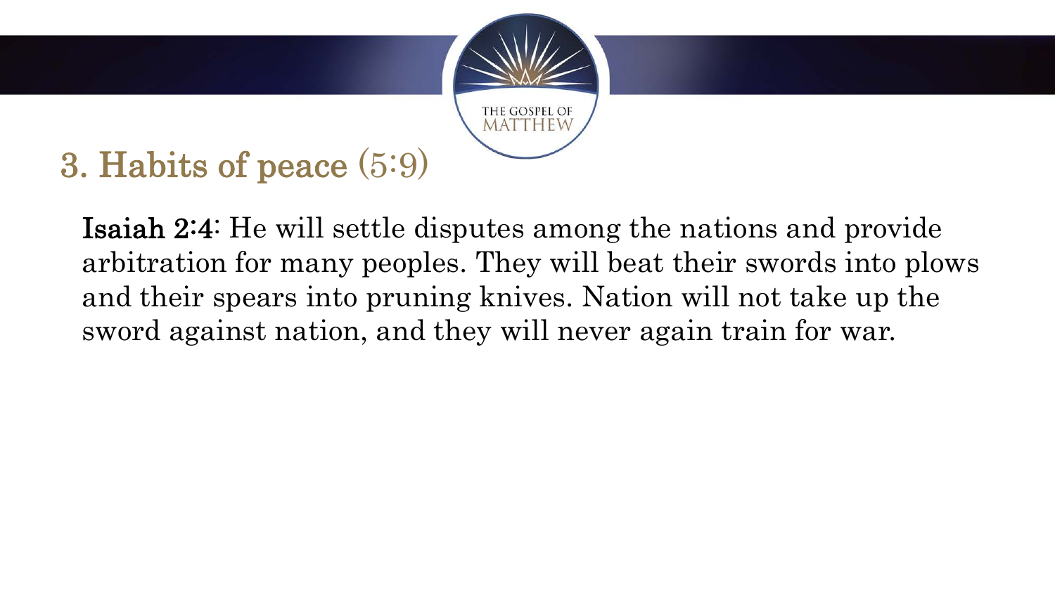## 3. Habits of peace (5:9)

**Isaiah 2:4**: He will settle disputes among the nations and provide arbitration for many peoples. They will beat their swords into plows and their spears into pruning knives. Nation will not take up the sword against nation, and they will never again train for war.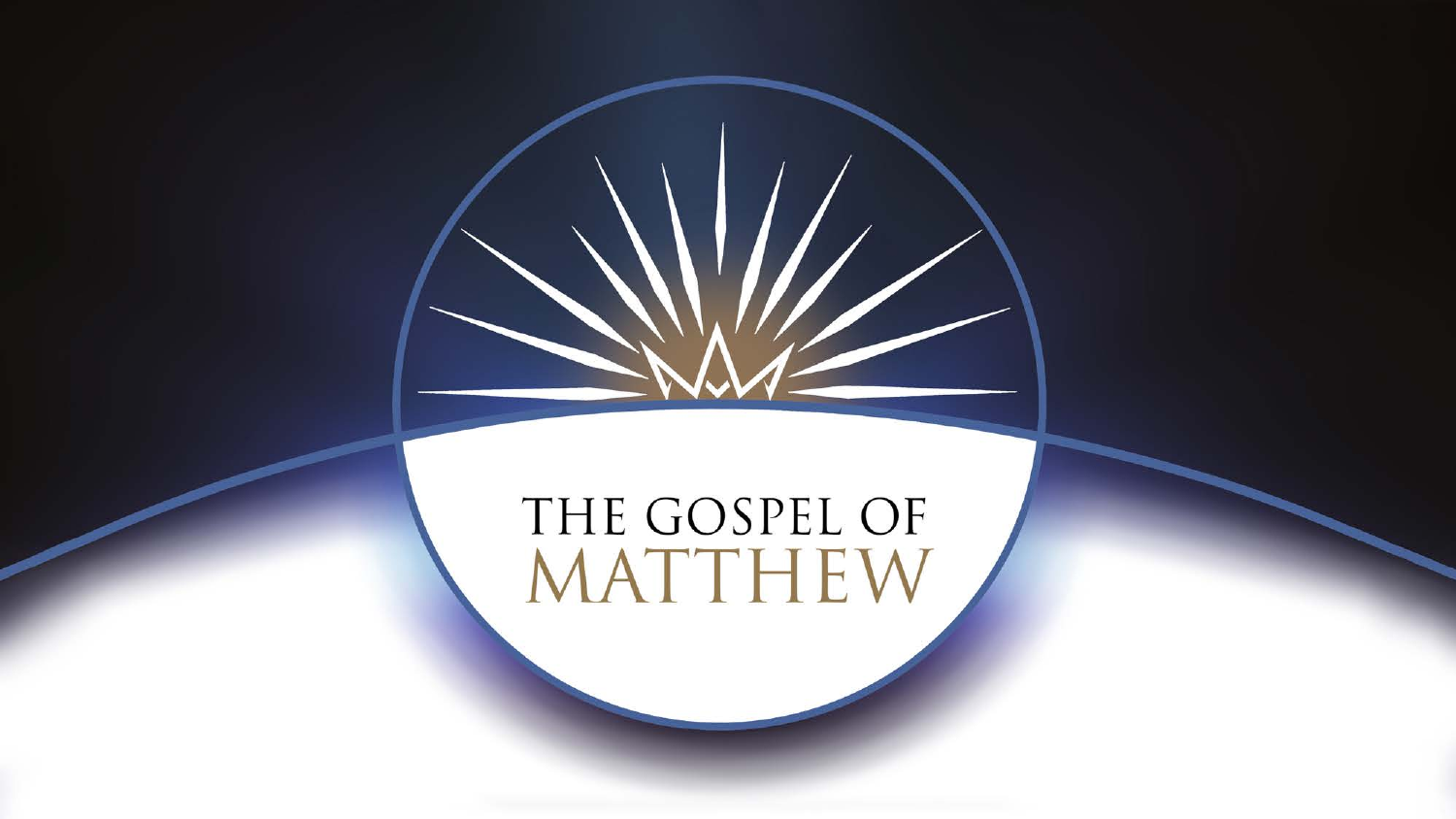THE GOSPEL OF
MATTHEW